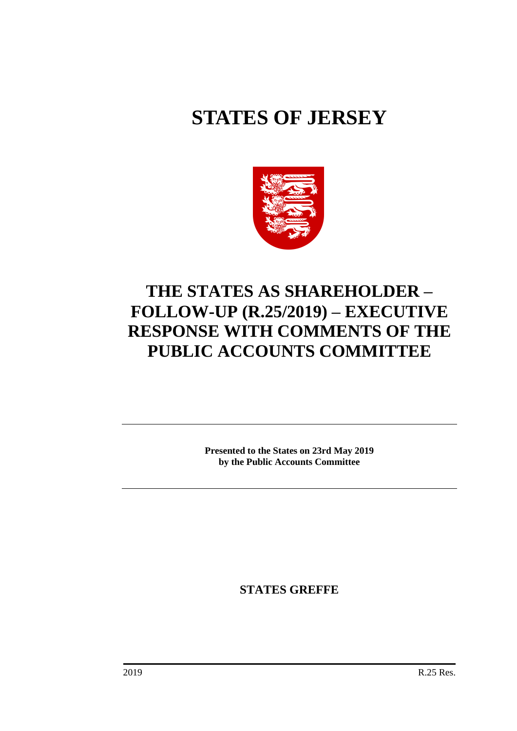# STATES OF JERSEY

# THE STATES AS SHAREHOLDER – FOLLOW-UP (R.25/2019) – EXECUTIVE RESPONSE WITH COMMENTS OF THE PUBLIC ACCOUNTS COMMITTEE

**Presented to the States on 23rd May 2019 by the Public Accounts Committee**

**STATES GREFFE**

2019 R.25 Res.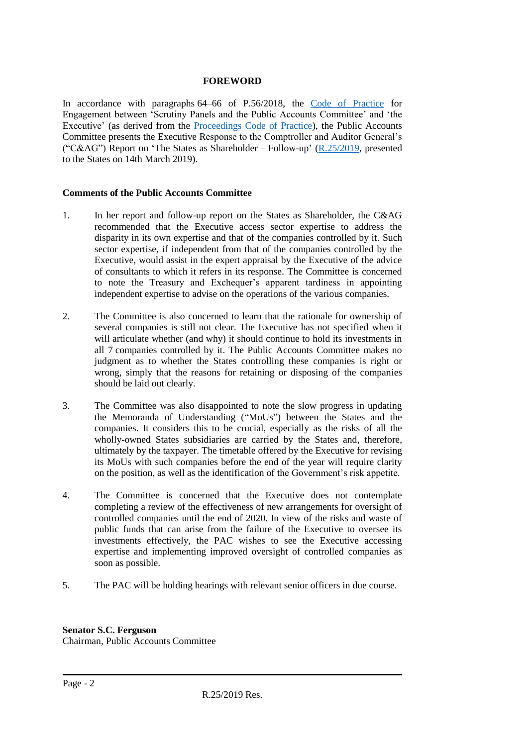## FOREWORD

In accordance with paragraphs 64–66 of P.56/2018, the [Code of Practice](#) for Engagement between 'Scrutiny Panels and the Public Accounts Committee' and 'the Executive' (as derived from the [Proceedings Code of Practice](#)), the Public Accounts Committee presents the Executive Response to the Comptroller and Auditor General's ("C&AG") Report on 'The States as Shareholder – Follow-up' ([R.25/2019](#), presented to the States on 14th March 2019).

### Comments of the Public Accounts Committee

1. In her report and follow-up report on the States as Shareholder, the C&AG recommended that the Executive access sector expertise to address the disparity in its own expertise and that of the companies controlled by it. Such sector expertise, if independent from that of the companies controlled by the Executive, would assist in the expert appraisal by the Executive of the advice of consultants to which it refers in its response. The Committee is concerned to note the Treasury and Exchequer's apparent tardiness in appointing independent expertise to advise on the operations of the various companies.

2. The Committee is also concerned to learn that the rationale for ownership of several companies is still not clear. The Executive has not specified when it will articulate whether (and why) it should continue to hold its investments in all 7 companies controlled by it. The Public Accounts Committee makes no judgment as to whether the States controlling these companies is right or wrong, simply that the reasons for retaining or disposing of the companies should be laid out clearly.

3. The Committee was also disappointed to note the slow progress in updating the Memoranda of Understanding ("MoUs") between the States and the companies. It considers this to be crucial, especially as the risks of all the wholly-owned States subsidiaries are carried by the States and, therefore, ultimately by the taxpayer. The timetable offered by the Executive for revising its MoUs with such companies before the end of the year will require clarity on the position, as well as the identification of the Government's risk appetite.

4. The Committee is concerned that the Executive does not contemplate completing a review of the effectiveness of new arrangements for oversight of controlled companies until the end of 2020. In view of the risks and waste of public funds that can arise from the failure of the Executive to oversee its investments effectively, the PAC wishes to see the Executive accessing expertise and implementing improved oversight of controlled companies as soon as possible.

5. The PAC will be holding hearings with relevant senior officers in due course.

**Senator S.C. Ferguson**
Chairman, Public Accounts Committee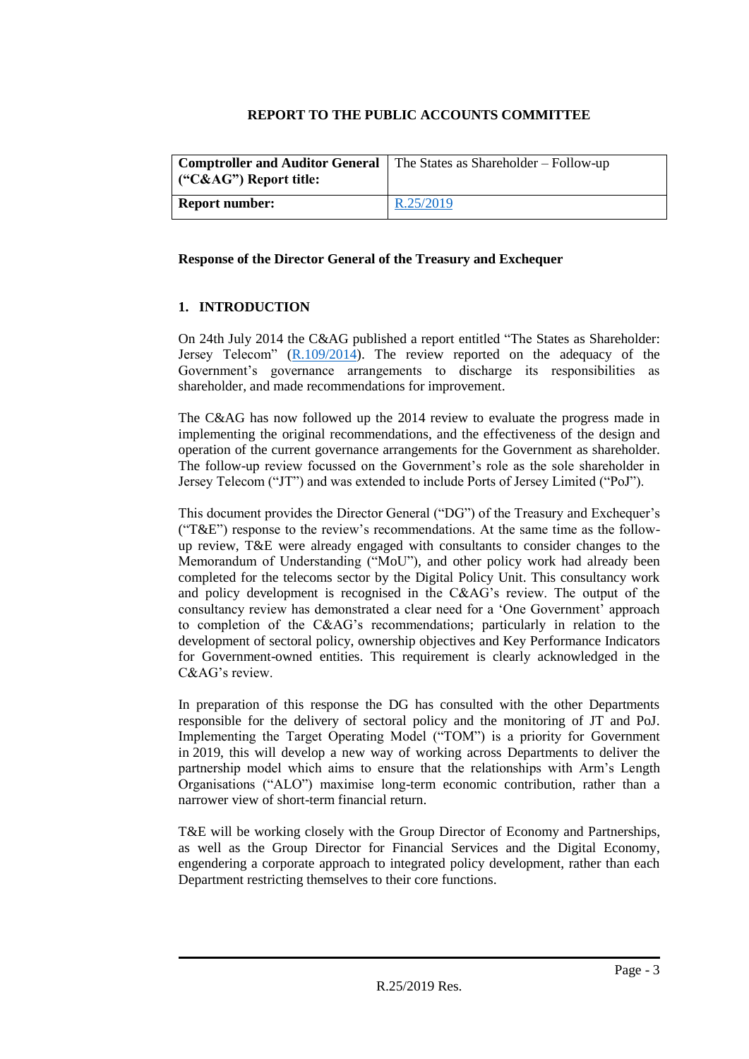**REPORT TO THE PUBLIC ACCOUNTS COMMITTEE**

| Comptroller and Auditor General ("C&AG") Report title: | The States as Shareholder – Follow-up |
|---|---|
| **Report number:** | R.25/2019 |

**Response of the Director General of the Treasury and Exchequer**

## 1. INTRODUCTION

On 24th July 2014 the C&AG published a report entitled "The States as Shareholder: Jersey Telecom" (R.109/2014). The review reported on the adequacy of the Government's governance arrangements to discharge its responsibilities as shareholder, and made recommendations for improvement.

The C&AG has now followed up the 2014 review to evaluate the progress made in implementing the original recommendations, and the effectiveness of the design and operation of the current governance arrangements for the Government as shareholder. The follow-up review focussed on the Government's role as the sole shareholder in Jersey Telecom ("JT") and was extended to include Ports of Jersey Limited ("PoJ").

This document provides the Director General ("DG") of the Treasury and Exchequer's ("T&E") response to the review's recommendations. At the same time as the follow-up review, T&E were already engaged with consultants to consider changes to the Memorandum of Understanding ("MoU"), and other policy work had already been completed for the telecoms sector by the Digital Policy Unit. This consultancy work and policy development is recognised in the C&AG's review. The output of the consultancy review has demonstrated a clear need for a 'One Government' approach to completion of the C&AG's recommendations; particularly in relation to the development of sectoral policy, ownership objectives and Key Performance Indicators for Government-owned entities. This requirement is clearly acknowledged in the C&AG's review.

In preparation of this response the DG has consulted with the other Departments responsible for the delivery of sectoral policy and the monitoring of JT and PoJ. Implementing the Target Operating Model ("TOM") is a priority for Government in 2019, this will develop a new way of working across Departments to deliver the partnership model which aims to ensure that the relationships with Arm's Length Organisations ("ALO") maximise long-term economic contribution, rather than a narrower view of short-term financial return.

T&E will be working closely with the Group Director of Economy and Partnerships, as well as the Group Director for Financial Services and the Digital Economy, engendering a corporate approach to integrated policy development, rather than each Department restricting themselves to their core functions.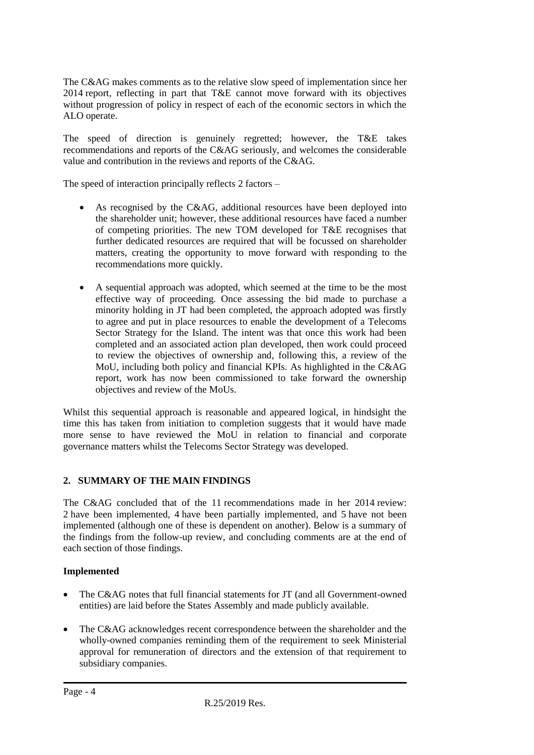The C&AG makes comments as to the relative slow speed of implementation since her 2014 report, reflecting in part that T&E cannot move forward with its objectives without progression of policy in respect of each of the economic sectors in which the ALO operate.

The speed of direction is genuinely regretted; however, the T&E takes recommendations and reports of the C&AG seriously, and welcomes the considerable value and contribution in the reviews and reports of the C&AG.

The speed of interaction principally reflects 2 factors –

- As recognised by the C&AG, additional resources have been deployed into the shareholder unit; however, these additional resources have faced a number of competing priorities. The new TOM developed for T&E recognises that further dedicated resources are required that will be focussed on shareholder matters, creating the opportunity to move forward with responding to the recommendations more quickly.
- A sequential approach was adopted, which seemed at the time to be the most effective way of proceeding. Once assessing the bid made to purchase a minority holding in JT had been completed, the approach adopted was firstly to agree and put in place resources to enable the development of a Telecoms Sector Strategy for the Island. The intent was that once this work had been completed and an associated action plan developed, then work could proceed to review the objectives of ownership and, following this, a review of the MoU, including both policy and financial KPIs. As highlighted in the C&AG report, work has now been commissioned to take forward the ownership objectives and review of the MoUs.

Whilst this sequential approach is reasonable and appeared logical, in hindsight the time this has taken from initiation to completion suggests that it would have made more sense to have reviewed the MoU in relation to financial and corporate governance matters whilst the Telecoms Sector Strategy was developed.

## 2. SUMMARY OF THE MAIN FINDINGS

The C&AG concluded that of the 11 recommendations made in her 2014 review: 2 have been implemented, 4 have been partially implemented, and 5 have not been implemented (although one of these is dependent on another). Below is a summary of the findings from the follow-up review, and concluding comments are at the end of each section of those findings.

**Implemented**

- The C&AG notes that full financial statements for JT (and all Government-owned entities) are laid before the States Assembly and made publicly available.
- The C&AG acknowledges recent correspondence between the shareholder and the wholly-owned companies reminding them of the requirement to seek Ministerial approval for remuneration of directors and the extension of that requirement to subsidiary companies.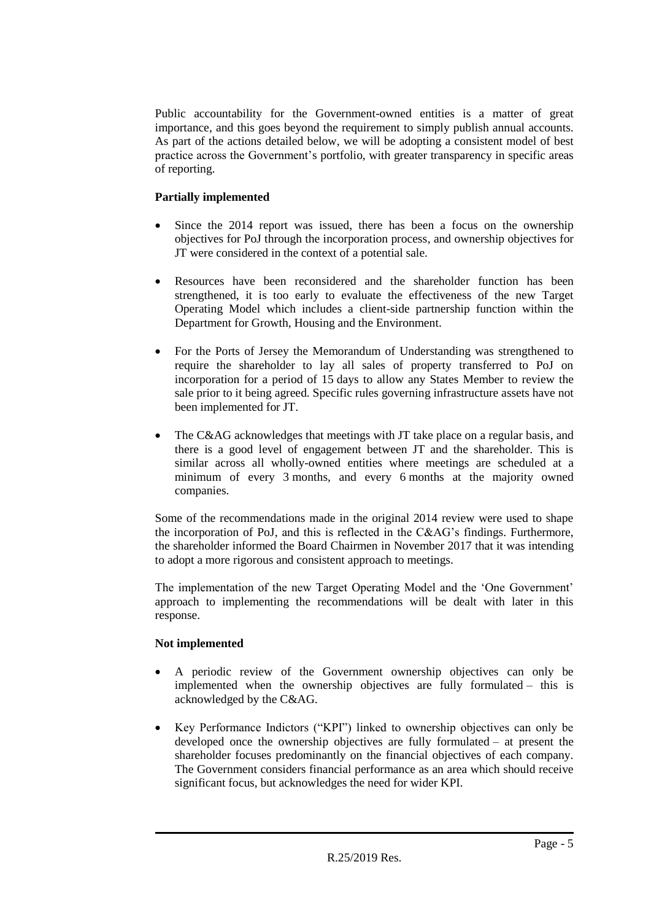Public accountability for the Government-owned entities is a matter of great importance, and this goes beyond the requirement to simply publish annual accounts. As part of the actions detailed below, we will be adopting a consistent model of best practice across the Government's portfolio, with greater transparency in specific areas of reporting.

**Partially implemented**

- Since the 2014 report was issued, there has been a focus on the ownership objectives for PoJ through the incorporation process, and ownership objectives for JT were considered in the context of a potential sale.
- Resources have been reconsidered and the shareholder function has been strengthened, it is too early to evaluate the effectiveness of the new Target Operating Model which includes a client-side partnership function within the Department for Growth, Housing and the Environment.
- For the Ports of Jersey the Memorandum of Understanding was strengthened to require the shareholder to lay all sales of property transferred to PoJ on incorporation for a period of 15 days to allow any States Member to review the sale prior to it being agreed. Specific rules governing infrastructure assets have not been implemented for JT.
- The C&AG acknowledges that meetings with JT take place on a regular basis, and there is a good level of engagement between JT and the shareholder. This is similar across all wholly-owned entities where meetings are scheduled at a minimum of every 3 months, and every 6 months at the majority owned companies.

Some of the recommendations made in the original 2014 review were used to shape the incorporation of PoJ, and this is reflected in the C&AG's findings. Furthermore, the shareholder informed the Board Chairmen in November 2017 that it was intending to adopt a more rigorous and consistent approach to meetings.

The implementation of the new Target Operating Model and the 'One Government' approach to implementing the recommendations will be dealt with later in this response.

**Not implemented**

- A periodic review of the Government ownership objectives can only be implemented when the ownership objectives are fully formulated – this is acknowledged by the C&AG.
- Key Performance Indictors ("KPI") linked to ownership objectives can only be developed once the ownership objectives are fully formulated – at present the shareholder focuses predominantly on the financial objectives of each company. The Government considers financial performance as an area which should receive significant focus, but acknowledges the need for wider KPI.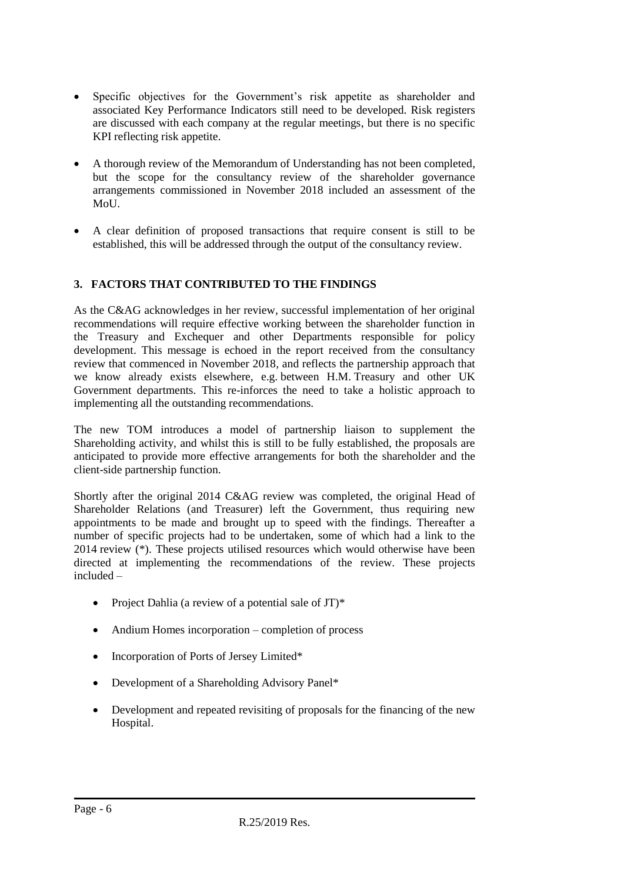- Specific objectives for the Government's risk appetite as shareholder and associated Key Performance Indicators still need to be developed. Risk registers are discussed with each company at the regular meetings, but there is no specific KPI reflecting risk appetite.

- A thorough review of the Memorandum of Understanding has not been completed, but the scope for the consultancy review of the shareholder governance arrangements commissioned in November 2018 included an assessment of the MoU.

- A clear definition of proposed transactions that require consent is still to be established, this will be addressed through the output of the consultancy review.

## 3. FACTORS THAT CONTRIBUTED TO THE FINDINGS

As the C&AG acknowledges in her review, successful implementation of her original recommendations will require effective working between the shareholder function in the Treasury and Exchequer and other Departments responsible for policy development. This message is echoed in the report received from the consultancy review that commenced in November 2018, and reflects the partnership approach that we know already exists elsewhere, e.g. between H.M. Treasury and other UK Government departments. This re-inforces the need to take a holistic approach to implementing all the outstanding recommendations.

The new TOM introduces a model of partnership liaison to supplement the Shareholding activity, and whilst this is still to be fully established, the proposals are anticipated to provide more effective arrangements for both the shareholder and the client-side partnership function.

Shortly after the original 2014 C&AG review was completed, the original Head of Shareholder Relations (and Treasurer) left the Government, thus requiring new appointments to be made and brought up to speed with the findings. Thereafter a number of specific projects had to be undertaken, some of which had a link to the 2014 review (*). These projects utilised resources which would otherwise have been directed at implementing the recommendations of the review. These projects included –

- Project Dahlia (a review of a potential sale of JT)*

- Andium Homes incorporation – completion of process

- Incorporation of Ports of Jersey Limited*

- Development of a Shareholding Advisory Panel*

- Development and repeated revisiting of proposals for the financing of the new Hospital.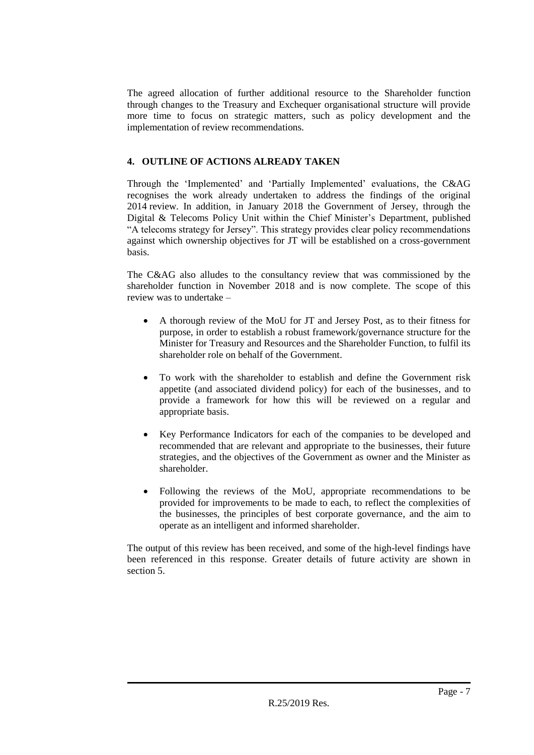The agreed allocation of further additional resource to the Shareholder function through changes to the Treasury and Exchequer organisational structure will provide more time to focus on strategic matters, such as policy development and the implementation of review recommendations.

## 4. OUTLINE OF ACTIONS ALREADY TAKEN

Through the 'Implemented' and 'Partially Implemented' evaluations, the C&AG recognises the work already undertaken to address the findings of the original 2014 review. In addition, in January 2018 the Government of Jersey, through the Digital & Telecoms Policy Unit within the Chief Minister's Department, published "A telecoms strategy for Jersey". This strategy provides clear policy recommendations against which ownership objectives for JT will be established on a cross-government basis.

The C&AG also alludes to the consultancy review that was commissioned by the shareholder function in November 2018 and is now complete. The scope of this review was to undertake –

- A thorough review of the MoU for JT and Jersey Post, as to their fitness for purpose, in order to establish a robust framework/governance structure for the Minister for Treasury and Resources and the Shareholder Function, to fulfil its shareholder role on behalf of the Government.
- To work with the shareholder to establish and define the Government risk appetite (and associated dividend policy) for each of the businesses, and to provide a framework for how this will be reviewed on a regular and appropriate basis.
- Key Performance Indicators for each of the companies to be developed and recommended that are relevant and appropriate to the businesses, their future strategies, and the objectives of the Government as owner and the Minister as shareholder.
- Following the reviews of the MoU, appropriate recommendations to be provided for improvements to be made to each, to reflect the complexities of the businesses, the principles of best corporate governance, and the aim to operate as an intelligent and informed shareholder.

The output of this review has been received, and some of the high-level findings have been referenced in this response. Greater details of future activity are shown in section 5.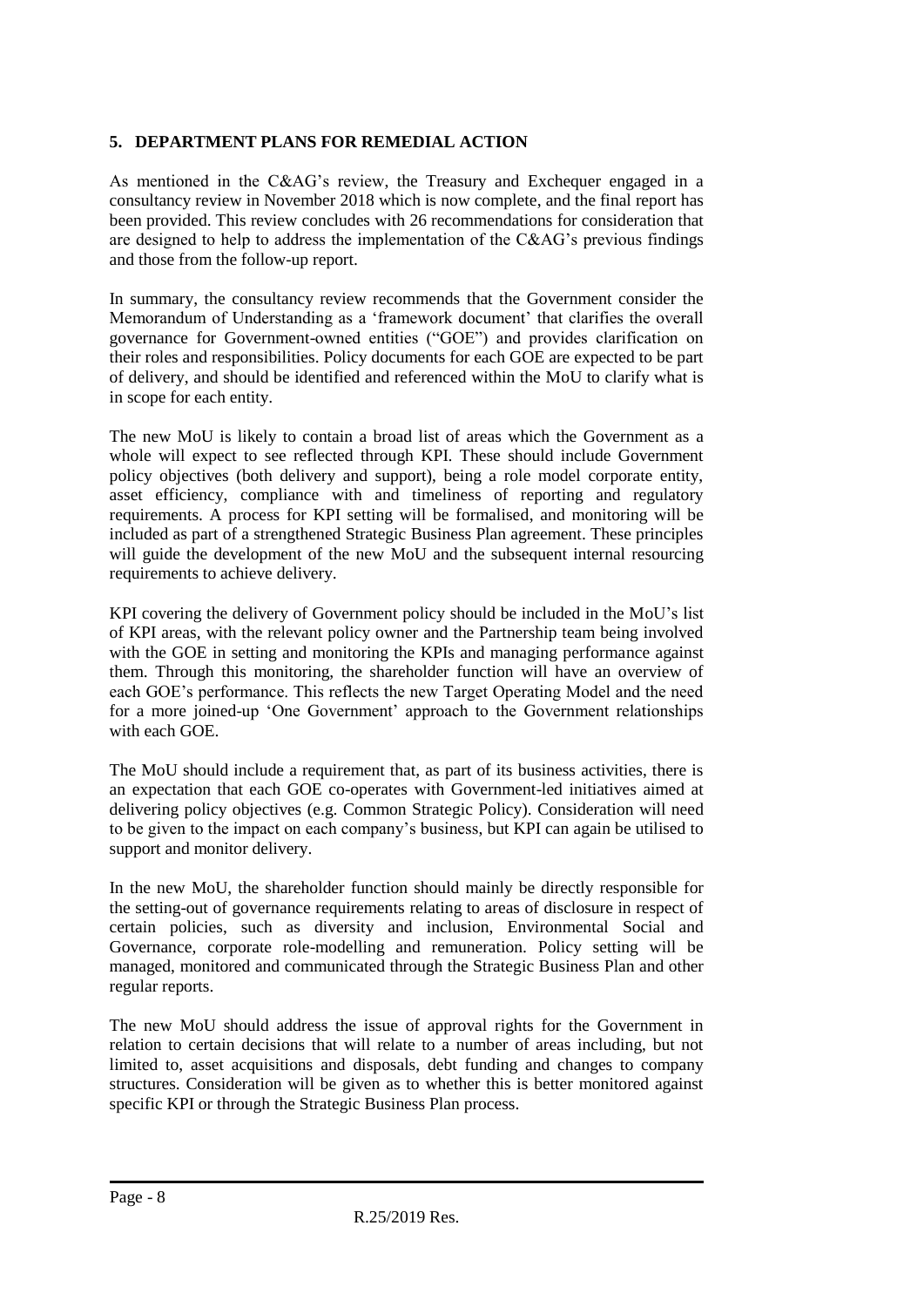## 5. DEPARTMENT PLANS FOR REMEDIAL ACTION

As mentioned in the C&AG's review, the Treasury and Exchequer engaged in a consultancy review in November 2018 which is now complete, and the final report has been provided. This review concludes with 26 recommendations for consideration that are designed to help to address the implementation of the C&AG's previous findings and those from the follow-up report.

In summary, the consultancy review recommends that the Government consider the Memorandum of Understanding as a 'framework document' that clarifies the overall governance for Government-owned entities ("GOE") and provides clarification on their roles and responsibilities. Policy documents for each GOE are expected to be part of delivery, and should be identified and referenced within the MoU to clarify what is in scope for each entity.

The new MoU is likely to contain a broad list of areas which the Government as a whole will expect to see reflected through KPI. These should include Government policy objectives (both delivery and support), being a role model corporate entity, asset efficiency, compliance with and timeliness of reporting and regulatory requirements. A process for KPI setting will be formalised, and monitoring will be included as part of a strengthened Strategic Business Plan agreement. These principles will guide the development of the new MoU and the subsequent internal resourcing requirements to achieve delivery.

KPI covering the delivery of Government policy should be included in the MoU's list of KPI areas, with the relevant policy owner and the Partnership team being involved with the GOE in setting and monitoring the KPIs and managing performance against them. Through this monitoring, the shareholder function will have an overview of each GOE's performance. This reflects the new Target Operating Model and the need for a more joined-up 'One Government' approach to the Government relationships with each GOE.

The MoU should include a requirement that, as part of its business activities, there is an expectation that each GOE co-operates with Government-led initiatives aimed at delivering policy objectives (e.g. Common Strategic Policy). Consideration will need to be given to the impact on each company's business, but KPI can again be utilised to support and monitor delivery.

In the new MoU, the shareholder function should mainly be directly responsible for the setting-out of governance requirements relating to areas of disclosure in respect of certain policies, such as diversity and inclusion, Environmental Social and Governance, corporate role-modelling and remuneration. Policy setting will be managed, monitored and communicated through the Strategic Business Plan and other regular reports.

The new MoU should address the issue of approval rights for the Government in relation to certain decisions that will relate to a number of areas including, but not limited to, asset acquisitions and disposals, debt funding and changes to company structures. Consideration will be given as to whether this is better monitored against specific KPI or through the Strategic Business Plan process.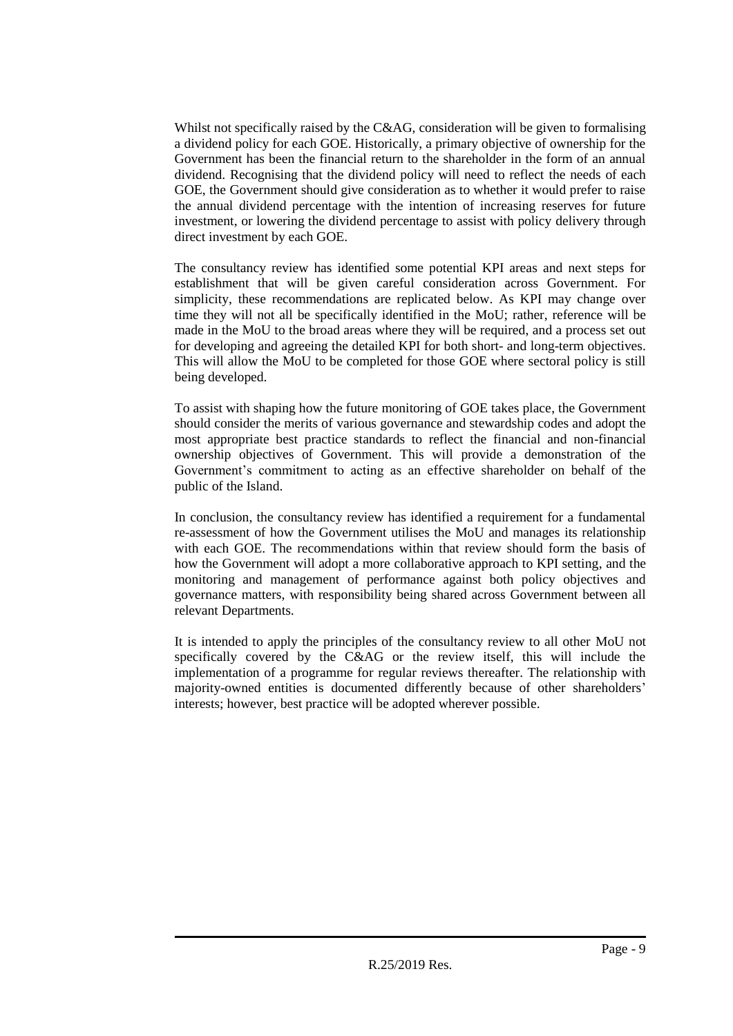Whilst not specifically raised by the C&AG, consideration will be given to formalising a dividend policy for each GOE. Historically, a primary objective of ownership for the Government has been the financial return to the shareholder in the form of an annual dividend. Recognising that the dividend policy will need to reflect the needs of each GOE, the Government should give consideration as to whether it would prefer to raise the annual dividend percentage with the intention of increasing reserves for future investment, or lowering the dividend percentage to assist with policy delivery through direct investment by each GOE.

The consultancy review has identified some potential KPI areas and next steps for establishment that will be given careful consideration across Government. For simplicity, these recommendations are replicated below. As KPI may change over time they will not all be specifically identified in the MoU; rather, reference will be made in the MoU to the broad areas where they will be required, and a process set out for developing and agreeing the detailed KPI for both short- and long-term objectives. This will allow the MoU to be completed for those GOE where sectoral policy is still being developed.

To assist with shaping how the future monitoring of GOE takes place, the Government should consider the merits of various governance and stewardship codes and adopt the most appropriate best practice standards to reflect the financial and non-financial ownership objectives of Government. This will provide a demonstration of the Government's commitment to acting as an effective shareholder on behalf of the public of the Island.

In conclusion, the consultancy review has identified a requirement for a fundamental re-assessment of how the Government utilises the MoU and manages its relationship with each GOE. The recommendations within that review should form the basis of how the Government will adopt a more collaborative approach to KPI setting, and the monitoring and management of performance against both policy objectives and governance matters, with responsibility being shared across Government between all relevant Departments.

It is intended to apply the principles of the consultancy review to all other MoU not specifically covered by the C&AG or the review itself, this will include the implementation of a programme for regular reviews thereafter. The relationship with majority-owned entities is documented differently because of other shareholders' interests; however, best practice will be adopted wherever possible.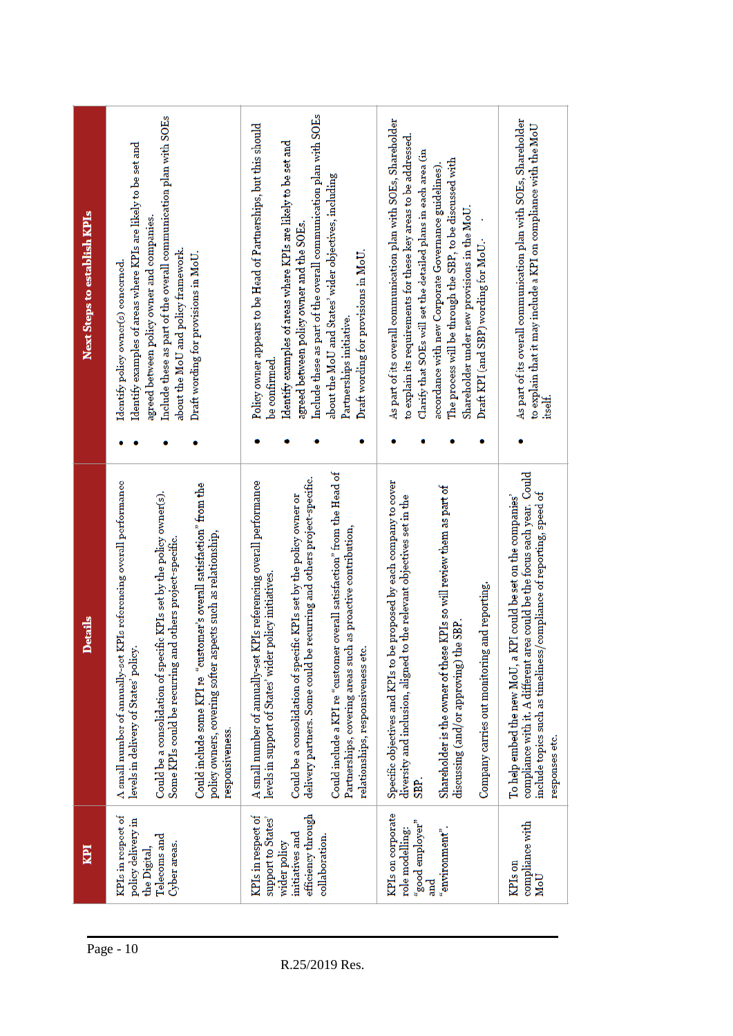| KPI | Details | Next Steps to establish KPIs |
|---|---|---|
| KPIs in respect of policy delivery in the Digital, Telecoms and Cyber areas. | A small number of annually-set KPIs referencing overall performance levels in delivery of States' policy.<br><br>Could be a consolidation of specific KPIs set by the policy owner(s). Some KPIs could be recurring and others project-specific.<br><br>Could include some KPI re "customer's overall satisfaction" from the policy owners, covering softer aspects such as relationship, responsiveness. | • Identify policy owner(s) concerned.<br>• Identify examples of areas where KPIs are likely to be set and agreed between policy owner and companies.<br>• Include these as part of the overall communication plan with SOEs about the MoU and policy framework.<br>• Draft wording for provisions in MoU. |
| KPIs in respect of States' support to States' wider policy initiatives and efficiency through collaboration. | A small number of annually-set KPIs referencing overall performance levels in support of States' wider policy initiatives.<br><br>Could be a consolidation of specific KPIs set by the policy owner or delivery partners. Some could be recurring and others project-specific.<br><br>Could include a KPI re "customer overall satisfaction" from the Head of Partnerships, covering areas such as proactive contribution, relationships, responsiveness etc. | • Policy owner appears to be Head of Partnerships, but this should be confirmed.<br>• Identify examples of areas where KPIs are likely to be set and agreed between policy owner and the SOEs.<br>• Include these as part of the overall communication plan with SOEs about the MoU and States' wider objectives, including Partnerships initiative.<br>• Draft wording for provisions in MoU. |
| KPIs on corporate role modelling; "good employer" and "environment". | Specific objectives and KPIs to be proposed by each company to cover diversity and inclusion, aligned to the relevant objectives set in the SBP.<br><br>Shareholder is the owner of these KPIs so will review them as part of discussing (and/or approving) the SBP.<br><br>Company carries out monitoring and reporting. | • As part of its overall communication plan with SOEs, Shareholder to explain its requirements for these key areas to be addressed.<br>• Clarify that SOEs will set the detailed plans in each area (in accordance with new Corporate Governance guidelines).<br>• The process will be through the SBP, to be discussed with Shareholder under new provisions in the MoU.<br>• Draft KPI (and SBP) wording for MoU. |
| KPIs on compliance with MoU | To help embed the new MoU, a KPI could be set on the companies' compliance with it. A different area could be the focus each year. Could include topics such as timeliness/compliance of reporting, speed of responses etc. | • As part of its overall communication plan with SOEs, Shareholder to explain that it may include a KPI on compliance with the MoU itself. |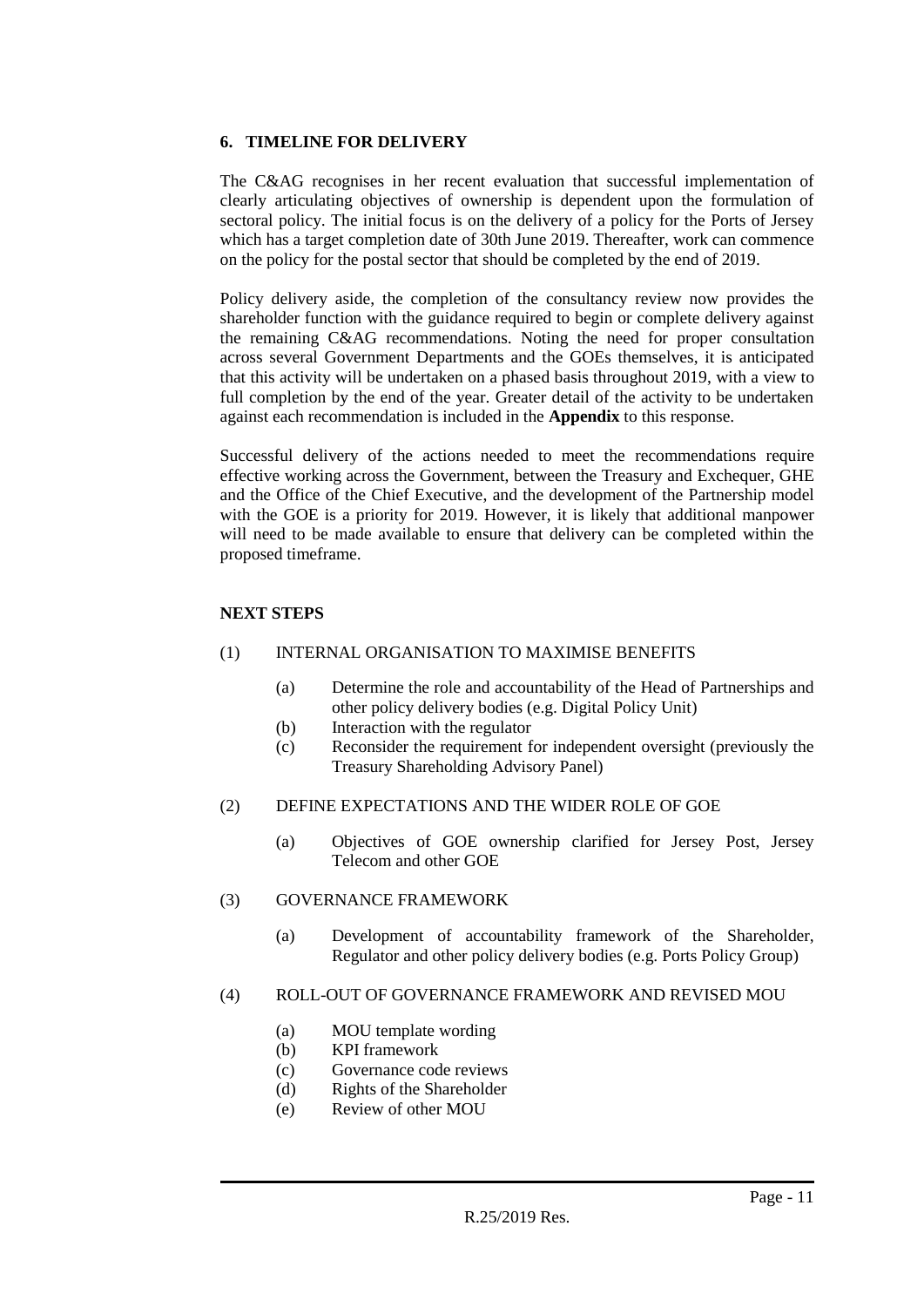## 6. TIMELINE FOR DELIVERY

The C&AG recognises in her recent evaluation that successful implementation of clearly articulating objectives of ownership is dependent upon the formulation of sectoral policy. The initial focus is on the delivery of a policy for the Ports of Jersey which has a target completion date of 30th June 2019. Thereafter, work can commence on the policy for the postal sector that should be completed by the end of 2019.

Policy delivery aside, the completion of the consultancy review now provides the shareholder function with the guidance required to begin or complete delivery against the remaining C&AG recommendations. Noting the need for proper consultation across several Government Departments and the GOEs themselves, it is anticipated that this activity will be undertaken on a phased basis throughout 2019, with a view to full completion by the end of the year. Greater detail of the activity to be undertaken against each recommendation is included in the **Appendix** to this response.

Successful delivery of the actions needed to meet the recommendations require effective working across the Government, between the Treasury and Exchequer, GHE and the Office of the Chief Executive, and the development of the Partnership model with the GOE is a priority for 2019. However, it is likely that additional manpower will need to be made available to ensure that delivery can be completed within the proposed timeframe.

### NEXT STEPS

(1) INTERNAL ORGANISATION TO MAXIMISE BENEFITS

- (a) Determine the role and accountability of the Head of Partnerships and other policy delivery bodies (e.g. Digital Policy Unit)
- (b) Interaction with the regulator
- (c) Reconsider the requirement for independent oversight (previously the Treasury Shareholding Advisory Panel)

(2) DEFINE EXPECTATIONS AND THE WIDER ROLE OF GOE

- (a) Objectives of GOE ownership clarified for Jersey Post, Jersey Telecom and other GOE

(3) GOVERNANCE FRAMEWORK

- (a) Development of accountability framework of the Shareholder, Regulator and other policy delivery bodies (e.g. Ports Policy Group)

(4) ROLL-OUT OF GOVERNANCE FRAMEWORK AND REVISED MOU

- (a) MOU template wording
- (b) KPI framework
- (c) Governance code reviews
- (d) Rights of the Shareholder
- (e) Review of other MOU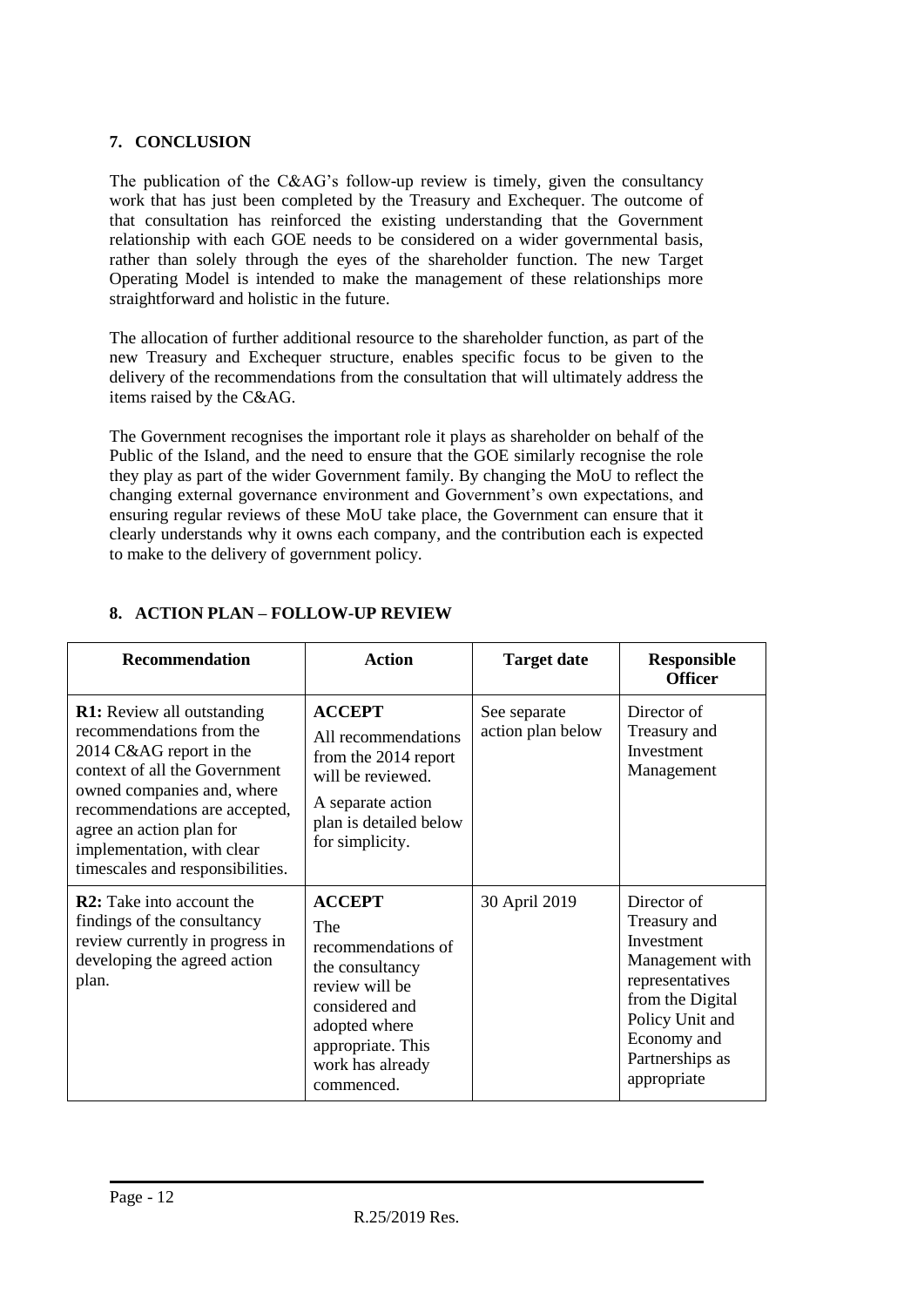## 7. CONCLUSION

The publication of the C&AG's follow-up review is timely, given the consultancy work that has just been completed by the Treasury and Exchequer. The outcome of that consultation has reinforced the existing understanding that the Government relationship with each GOE needs to be considered on a wider governmental basis, rather than solely through the eyes of the shareholder function. The new Target Operating Model is intended to make the management of these relationships more straightforward and holistic in the future.

The allocation of further additional resource to the shareholder function, as part of the new Treasury and Exchequer structure, enables specific focus to be given to the delivery of the recommendations from the consultation that will ultimately address the items raised by the C&AG.

The Government recognises the important role it plays as shareholder on behalf of the Public of the Island, and the need to ensure that the GOE similarly recognise the role they play as part of the wider Government family. By changing the MoU to reflect the changing external governance environment and Government's own expectations, and ensuring regular reviews of these MoU take place, the Government can ensure that it clearly understands why it owns each company, and the contribution each is expected to make to the delivery of government policy.

## 8. ACTION PLAN – FOLLOW-UP REVIEW

| Recommendation | Action | Target date | Responsible Officer |
|---|---|---|---|
| **R1:** Review all outstanding recommendations from the 2014 C&AG report in the context of all the Government owned companies and, where recommendations are accepted, agree an action plan for implementation, with clear timescales and responsibilities. | **ACCEPT**<br>All recommendations from the 2014 report will be reviewed.<br>A separate action plan is detailed below for simplicity. | See separate action plan below | Director of Treasury and Investment Management |
| **R2:** Take into account the findings of the consultancy review currently in progress in developing the agreed action plan. | **ACCEPT**<br>The recommendations of the consultancy review will be considered and adopted where appropriate. This work has already commenced. | 30 April 2019 | Director of Treasury and Investment Management with representatives from the Digital Policy Unit and Economy and Partnerships as appropriate |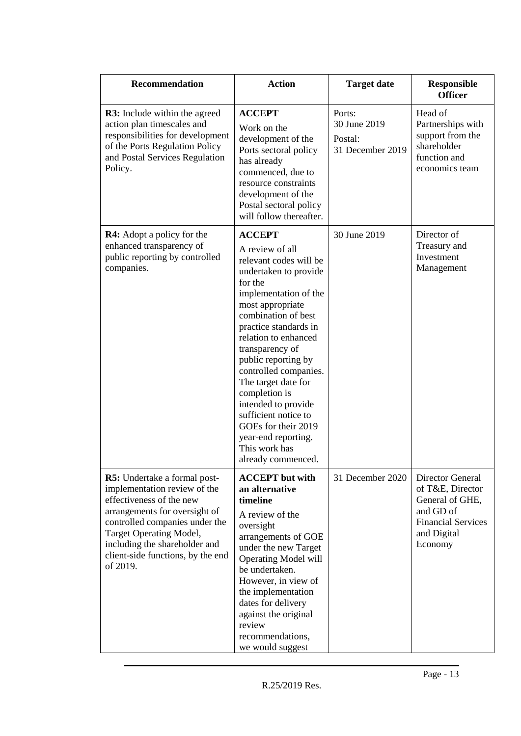| Recommendation | Action | Target date | Responsible Officer |
|---|---|---|---|
| **R3:** Include within the agreed action plan timescales and responsibilities for development of the Ports Regulation Policy and Postal Services Regulation Policy. | **ACCEPT**<br>Work on the development of the Ports sectoral policy has already commenced, due to resource constraints development of the Postal sectoral policy will follow thereafter. | Ports:<br>30 June 2019<br>Postal:<br>31 December 2019 | Head of Partnerships with support from the shareholder function and economics team |
| **R4:** Adopt a policy for the enhanced transparency of public reporting by controlled companies. | **ACCEPT**<br>A review of all relevant codes will be undertaken to provide for the implementation of the most appropriate combination of best practice standards in relation to enhanced transparency of public reporting by controlled companies. The target date for completion is intended to provide sufficient notice to GOEs for their 2019 year-end reporting. This work has already commenced. | 30 June 2019 | Director of Treasury and Investment Management |
| **R5:** Undertake a formal post-implementation review of the effectiveness of the new arrangements for oversight of controlled companies under the Target Operating Model, including the shareholder and client-side functions, by the end of 2019. | **ACCEPT but with an alternative timeline**<br>A review of the oversight arrangements of GOE under the new Target Operating Model will be undertaken. However, in view of the implementation dates for delivery against the original review recommendations, we would suggest | 31 December 2020 | Director General of T&E, Director General of GHE, and GD of Financial Services and Digital Economy |

R.25/2019 Res.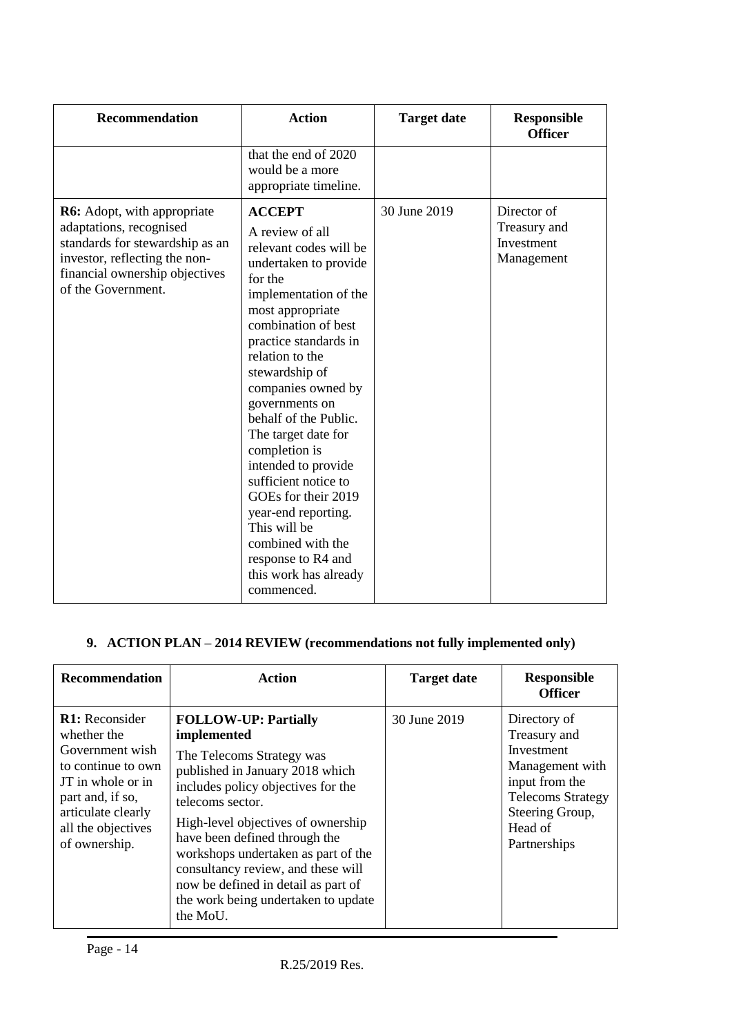| Recommendation | Action | Target date | Responsible Officer |
|---|---|---|---|
| | that the end of 2020 would be a more appropriate timeline. | | |
| **R6:** Adopt, with appropriate adaptations, recognised standards for stewardship as an investor, reflecting the non-financial ownership objectives of the Government. | **ACCEPT** A review of all relevant codes will be undertaken to provide for the implementation of the most appropriate combination of best practice standards in relation to the stewardship of companies owned by governments on behalf of the Public. The target date for completion is intended to provide sufficient notice to GOEs for their 2019 year-end reporting. This will be combined with the response to R4 and this work has already commenced. | 30 June 2019 | Director of Treasury and Investment Management |

## 9. ACTION PLAN – 2014 REVIEW (recommendations not fully implemented only)

| Recommendation | Action | Target date | Responsible Officer |
|---|---|---|---|
| **R1:** Reconsider whether the Government wish to continue to own JT in whole or in part and, if so, articulate clearly all the objectives of ownership. | **FOLLOW-UP: Partially implemented** The Telecoms Strategy was published in January 2018 which includes policy objectives for the telecoms sector. High-level objectives of ownership have been defined through the workshops undertaken as part of the consultancy review, and these will now be defined in detail as part of the work being undertaken to update the MoU. | 30 June 2019 | Directory of Treasury and Investment Management with input from the Telecoms Strategy Steering Group, Head of Partnerships |

R.25/2019 Res.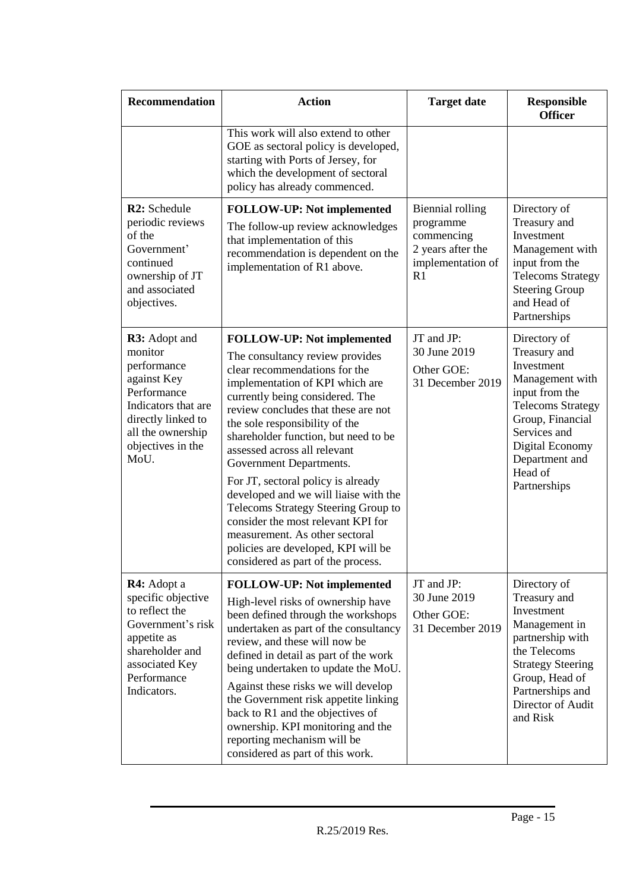| Recommendation | Action | Target date | Responsible Officer |
|---|---|---|---|
| | This work will also extend to other GOE as sectoral policy is developed, starting with Ports of Jersey, for which the development of sectoral policy has already commenced. | | |
| **R2:** Schedule periodic reviews of the Government' continued ownership of JT and associated objectives. | **FOLLOW-UP: Not implemented**<br>The follow-up review acknowledges that implementation of this recommendation is dependent on the implementation of R1 above. | Biennial rolling programme commencing 2 years after the implementation of R1 | Directory of Treasury and Investment Management with input from the Telecoms Strategy Steering Group and Head of Partnerships |
| **R3:** Adopt and monitor performance against Key Performance Indicators that are directly linked to all the ownership objectives in the MoU. | **FOLLOW-UP: Not implemented**<br>The consultancy review provides clear recommendations for the implementation of KPI which are currently being considered. The review concludes that these are not the sole responsibility of the shareholder function, but need to be assessed across all relevant Government Departments.<br>For JT, sectoral policy is already developed and we will liaise with the Telecoms Strategy Steering Group to consider the most relevant KPI for measurement. As other sectoral policies are developed, KPI will be considered as part of the process. | JT and JP: 30 June 2019<br>Other GOE: 31 December 2019 | Directory of Treasury and Investment Management with input from the Telecoms Strategy Group, Financial Services and Digital Economy Department and Head of Partnerships |
| **R4:** Adopt a specific objective to reflect the Government's risk appetite as shareholder and associated Key Performance Indicators. | **FOLLOW-UP: Not implemented**<br>High-level risks of ownership have been defined through the workshops undertaken as part of the consultancy review, and these will now be defined in detail as part of the work being undertaken to update the MoU.<br>Against these risks we will develop the Government risk appetite linking back to R1 and the objectives of ownership. KPI monitoring and the reporting mechanism will be considered as part of this work. | JT and JP: 30 June 2019<br>Other GOE: 31 December 2019 | Directory of Treasury and Investment Management in partnership with the Telecoms Strategy Steering Group, Head of Partnerships and Director of Audit and Risk |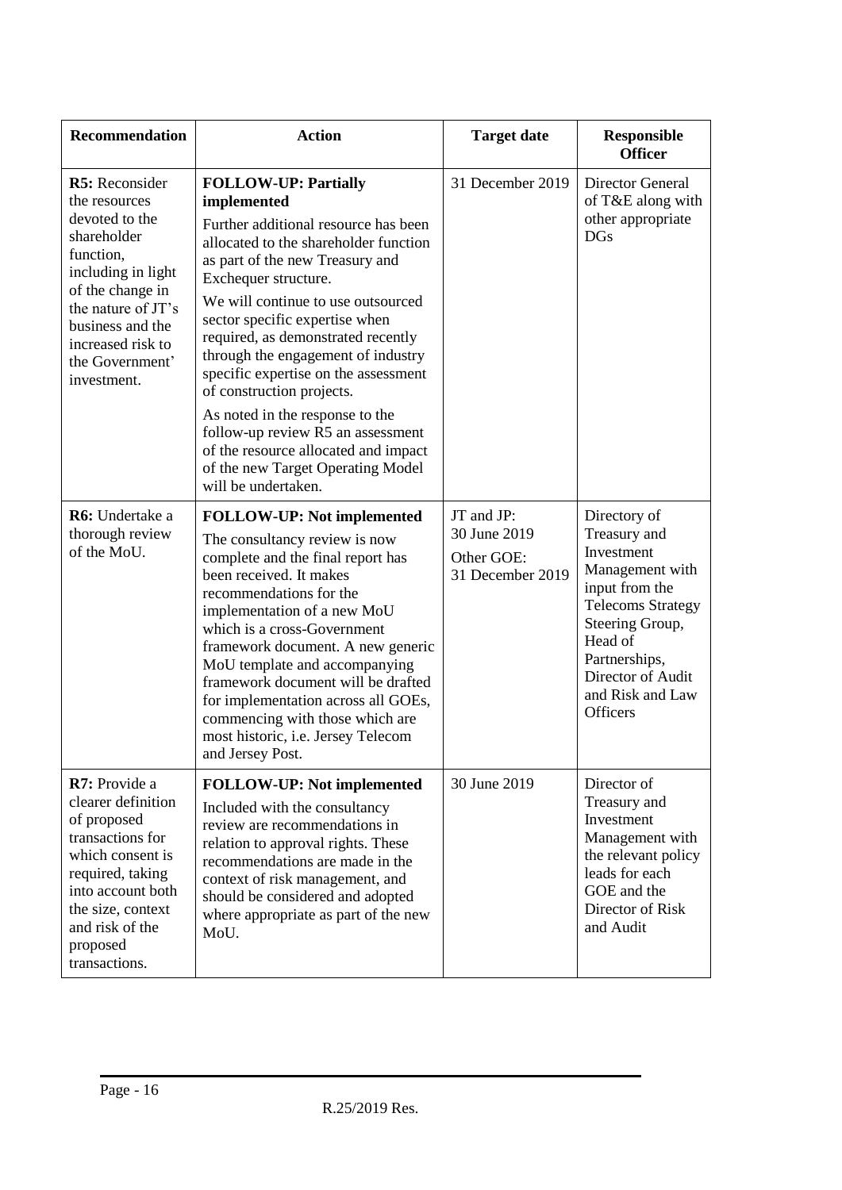| Recommendation | Action | Target date | Responsible Officer |
|---|---|---|---|
| **R5:** Reconsider the resources devoted to the shareholder function, including in light of the change in the nature of JT's business and the increased risk to the Government' investment. | **FOLLOW-UP: Partially implemented**<br><br>Further additional resource has been allocated to the shareholder function as part of the new Treasury and Exchequer structure.<br><br>We will continue to use outsourced sector specific expertise when required, as demonstrated recently through the engagement of industry specific expertise on the assessment of construction projects.<br><br>As noted in the response to the follow-up review R5 an assessment of the resource allocated and impact of the new Target Operating Model will be undertaken. | 31 December 2019 | Director General of T&E along with other appropriate DGs |
| **R6:** Undertake a thorough review of the MoU. | **FOLLOW-UP: Not implemented**<br><br>The consultancy review is now complete and the final report has been received. It makes recommendations for the implementation of a new MoU which is a cross-Government framework document. A new generic MoU template and accompanying framework document will be drafted for implementation across all GOEs, commencing with those which are most historic, i.e. Jersey Telecom and Jersey Post. | JT and JP: 30 June 2019<br><br>Other GOE: 31 December 2019 | Directory of Treasury and Investment Management with input from the Telecoms Strategy Steering Group, Head of Partnerships, Director of Audit and Risk and Law Officers |
| **R7:** Provide a clearer definition of proposed transactions for which consent is required, taking into account both the size, context and risk of the proposed transactions. | **FOLLOW-UP: Not implemented**<br><br>Included with the consultancy review are recommendations in relation to approval rights. These recommendations are made in the context of risk management, and should be considered and adopted where appropriate as part of the new MoU. | 30 June 2019 | Director of Treasury and Investment Management with the relevant policy leads for each GOE and the Director of Risk and Audit |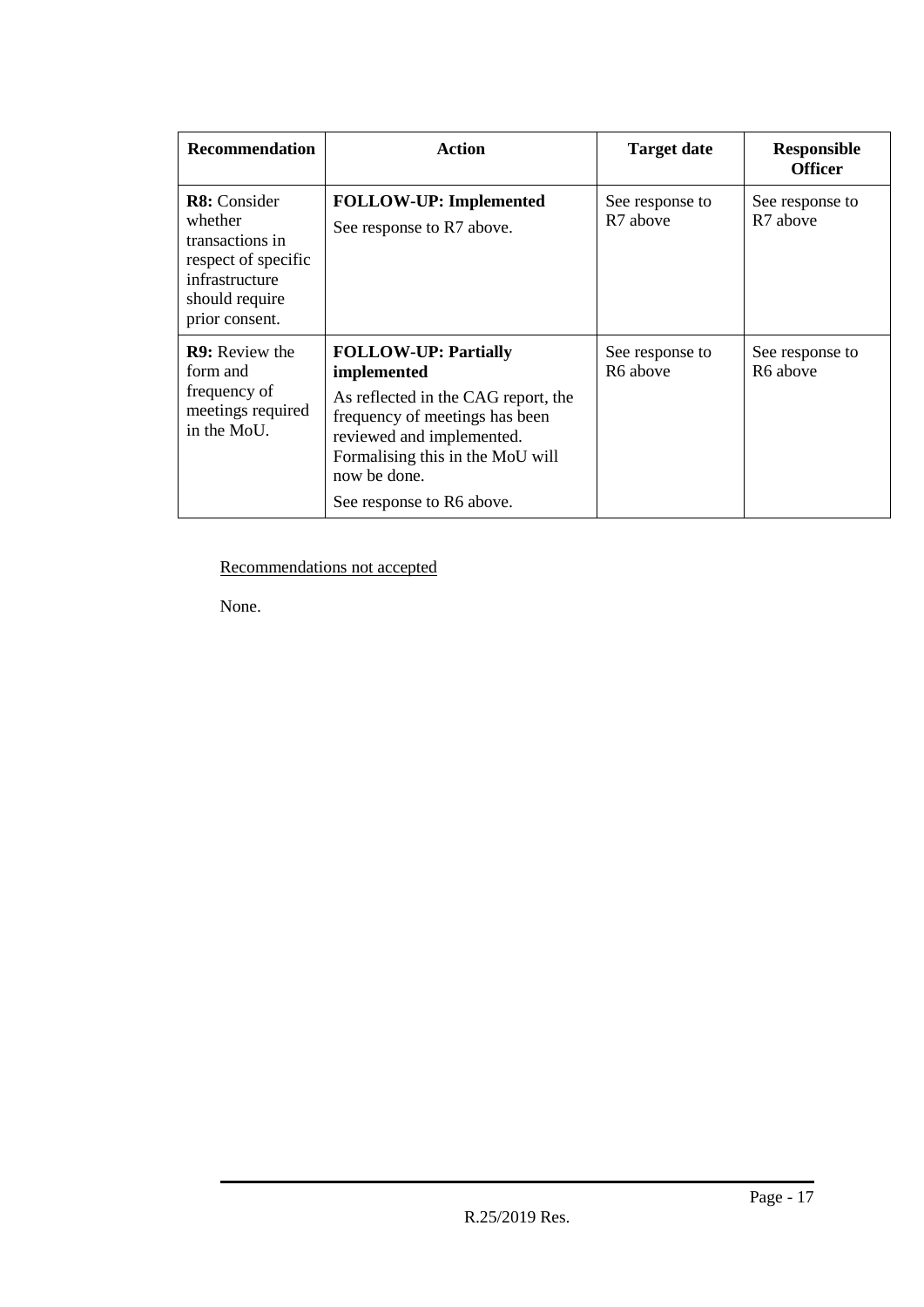| Recommendation | Action | Target date | Responsible Officer |
|---|---|---|---|
| **R8:** Consider whether transactions in respect of specific infrastructure should require prior consent. | **FOLLOW-UP: Implemented**<br>See response to R7 above. | See response to R7 above | See response to R7 above |
| **R9:** Review the form and frequency of meetings required in the MoU. | **FOLLOW-UP: Partially implemented**<br>As reflected in the CAG report, the frequency of meetings has been reviewed and implemented. Formalising this in the MoU will now be done.<br>See response to R6 above. | See response to R6 above | See response to R6 above |

Recommendations not accepted

None.

R.25/2019 Res.